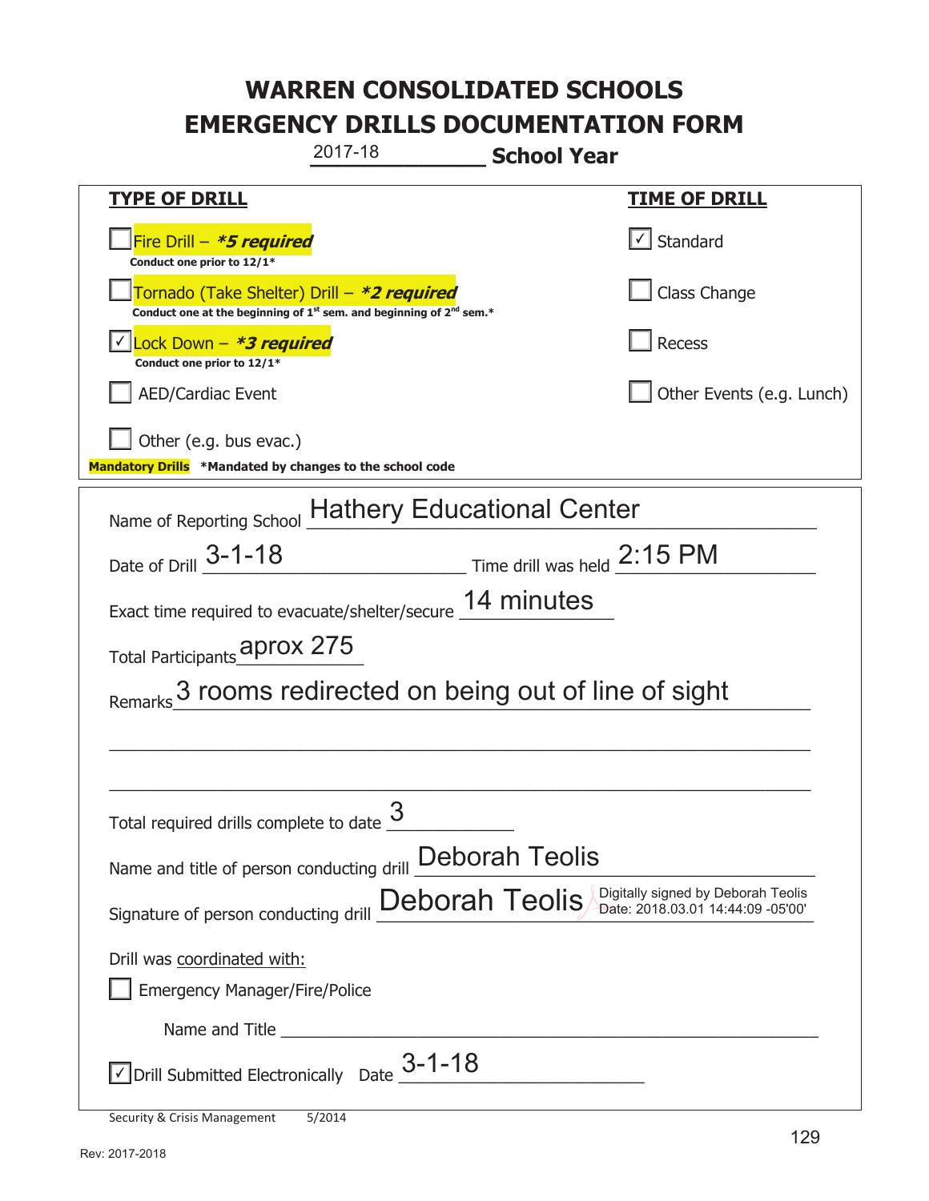# WARREN CONSOLIDATED SCHOOLS
# EMERGENCY DRILLS DOCUMENTATION FORM

2017-18 **School Year**

| TYPE OF DRILL | TIME OF DRILL |
|---|---|
| ☐ Fire Drill – ***5 required*** <br> **Conduct one prior to 12/1*** | ☑ Standard |
| ☐ Tornado (Take Shelter) Drill – ***2 required*** <br> **Conduct one at the beginning of 1st sem. and beginning of 2nd sem.*** | ☐ Class Change |
| ☑ Lock Down – ***3 required*** <br> **Conduct one prior to 12/1*** | ☐ Recess |
| ☐ AED/Cardiac Event | ☐ Other Events (e.g. Lunch) |
| ☐ Other (e.g. bus evac.) | |

**Mandatory Drills** **\*Mandated by changes to the school code**

Name of Reporting School: Hathery Educational Center

Date of Drill: 3-1-18 Time drill was held: 2:15 PM

Exact time required to evacuate/shelter/secure: 14 minutes

Total Participants: aprox 275

Remarks: 3 rooms redirected on being out of line of sight

Total required drills complete to date: 3

Name and title of person conducting drill: Deborah Teolis

Signature of person conducting drill: Deborah Teolis (Digitally signed by Deborah Teolis Date: 2018.03.01 14:44:09 -05'00')

Drill was coordinated with:

☐ Emergency Manager/Fire/Police

Name and Title: ____________________

☑ Drill Submitted Electronically Date: 3-1-18

Security & Crisis Management 5/2014

Rev: 2017-2018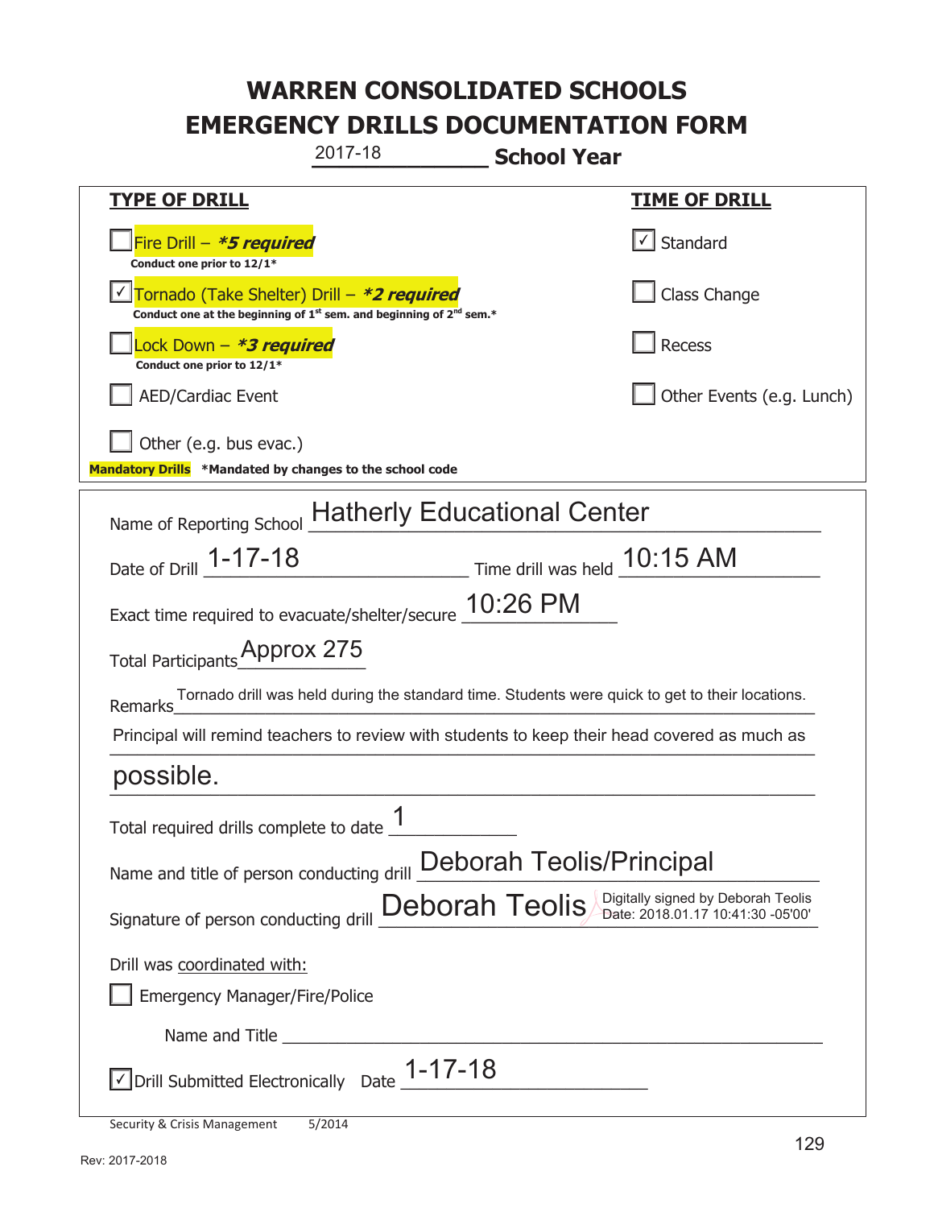# WARREN CONSOLIDATED SCHOOLS
# EMERGENCY DRILLS DOCUMENTATION FORM

2017-18 **School Year**

| **TYPE OF DRILL** | **TIME OF DRILL** |
|---|---|
| ☐ Fire Drill – ***5 required** <br> **Conduct one prior to 12/1*** | ☑ Standard |
| ☑ Tornado (Take Shelter) Drill – ***2 required** <br> **Conduct one at the beginning of 1st sem. and beginning of 2nd sem.*** | ☐ Class Change |
| ☐ Lock Down – ***3 required** <br> **Conduct one prior to 12/1*** | ☐ Recess |
| ☐ AED/Cardiac Event | ☐ Other Events (e.g. Lunch) |
| ☐ Other (e.g. bus evac.) | |

**Mandatory Drills** ***Mandated by changes to the school code**

Name of Reporting School: Hatherly Educational Center

Date of Drill: 1-17-18 Time drill was held: 10:15 AM

Exact time required to evacuate/shelter/secure: 10:26 PM

Total Participants: Approx 275

Remarks: Tornado drill was held during the standard time. Students were quick to get to their locations. Principal will remind teachers to review with students to keep their head covered as much as possible.

Total required drills complete to date: 1

Name and title of person conducting drill: Deborah Teolis/Principal

Signature of person conducting drill: Deborah Teolis (Digitally signed by Deborah Teolis Date: 2018.01.17 10:41:30 -05'00')

Drill was coordinated with:

☐ Emergency Manager/Fire/Police

Name and Title ______________________

☑ Drill Submitted Electronically Date: 1-17-18

Security & Crisis Management 5/2014

Rev: 2017-2018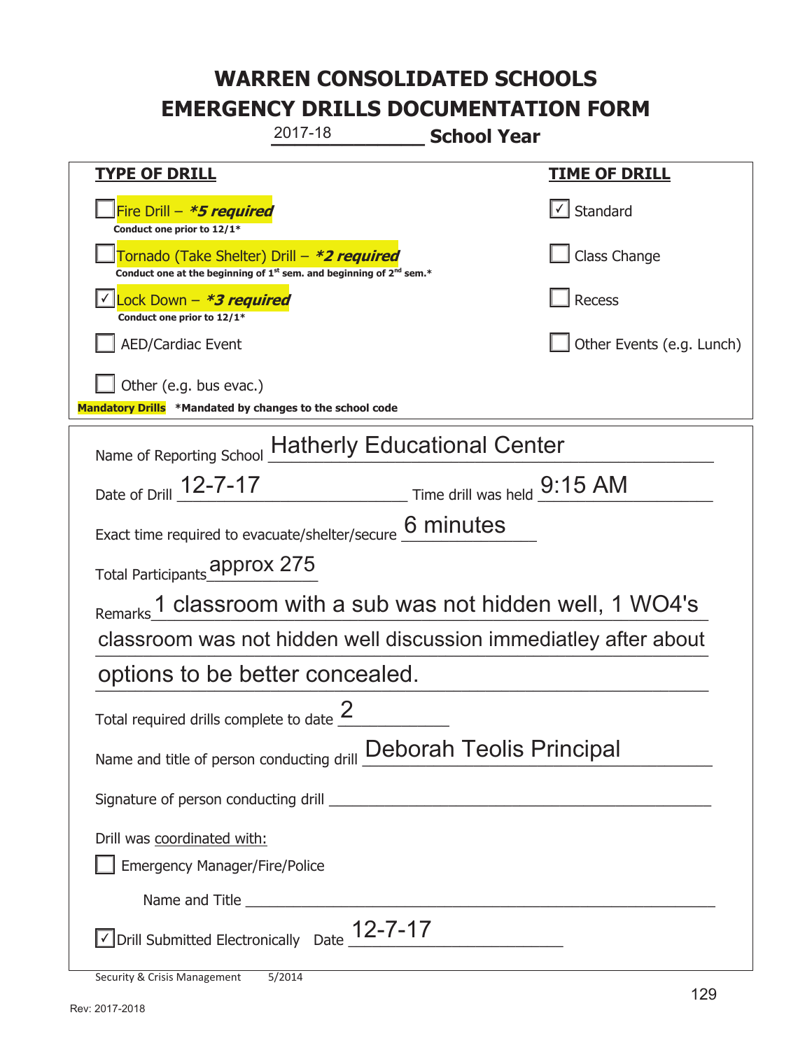# WARREN CONSOLIDATED SCHOOLS
# EMERGENCY DRILLS DOCUMENTATION FORM

2017-18 **School Year**

| **TYPE OF DRILL** | **TIME OF DRILL** |
|---|---|
| ☐ Fire Drill – ***5 required*** <br> **Conduct one prior to 12/1*** | ☑ Standard |
| ☐ Tornado (Take Shelter) Drill – ***2 required*** <br> **Conduct one at the beginning of 1st sem. and beginning of 2nd sem.*** | ☐ Class Change |
| ☑ Lock Down – ***3 required*** <br> **Conduct one prior to 12/1*** | ☐ Recess |
| ☐ AED/Cardiac Event | ☐ Other Events (e.g. Lunch) |
| ☐ Other (e.g. bus evac.) | |

**Mandatory Drills** ***Mandated by changes to the school code**

Name of Reporting School: Hatherly Educational Center

Date of Drill: 12-7-17    Time drill was held: 9:15 AM

Exact time required to evacuate/shelter/secure: 6 minutes

Total Participants: approx 275

Remarks: 1 classroom with a sub was not hidden well, 1 WO4's classroom was not hidden well discussion immediatley after about options to be better concealed.

Total required drills complete to date: 2

Name and title of person conducting drill: Deborah Teolis Principal

Signature of person conducting drill: ____________________

Drill was coordinated with:

☐ Emergency Manager/Fire/Police

Name and Title ____________________

☑ Drill Submitted Electronically  Date: 12-7-17

Security & Crisis Management 5/2014

Rev: 2017-2018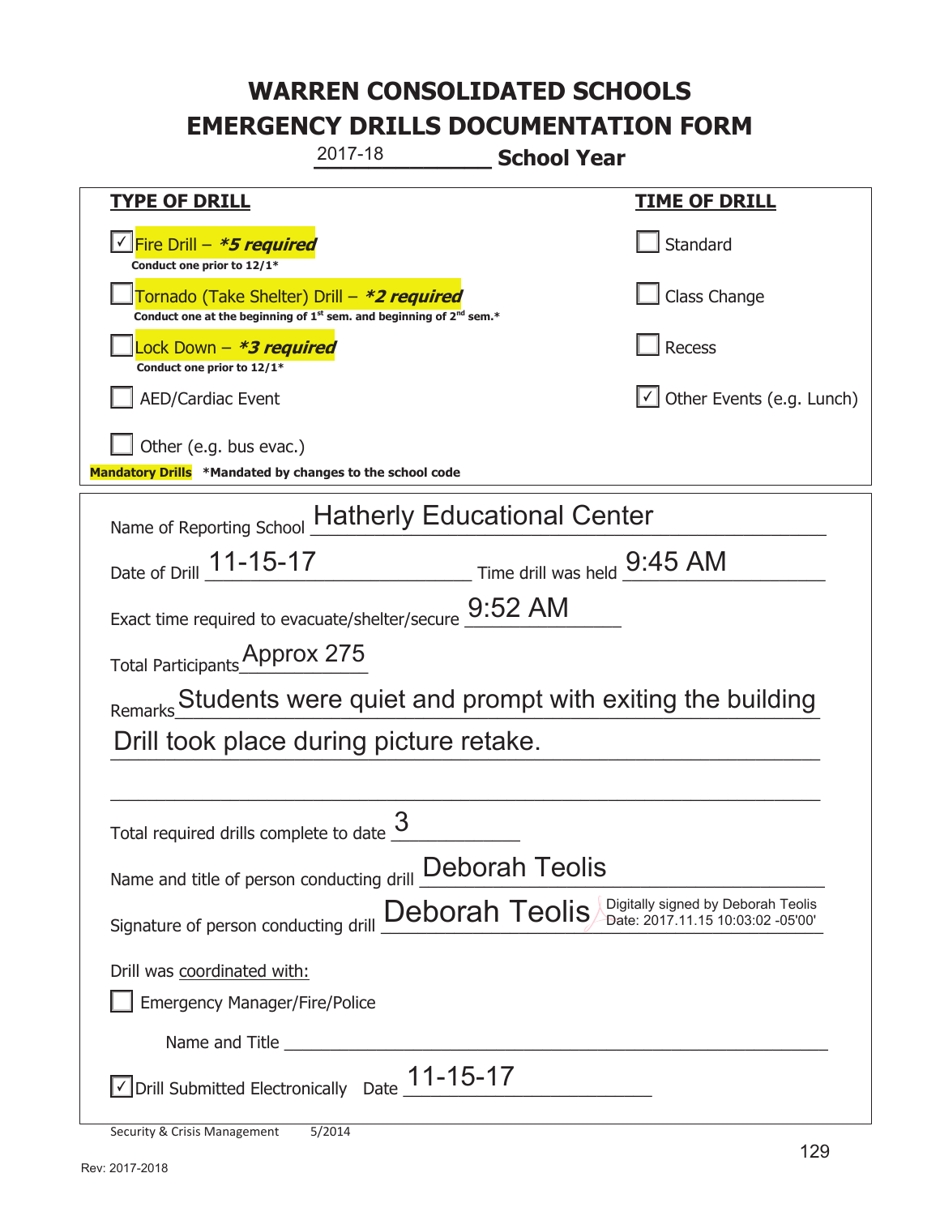# WARREN CONSOLIDATED SCHOOLS
# EMERGENCY DRILLS DOCUMENTATION FORM

2017-18 **School Year**

| **TYPE OF DRILL** | **TIME OF DRILL** |
|---|---|
| ☑ Fire Drill – ***5 required*** <br> **Conduct one prior to 12/1*** | ☐ Standard |
| ☐ Tornado (Take Shelter) Drill – ***2 required*** <br> **Conduct one at the beginning of 1st sem. and beginning of 2nd sem.*** | ☐ Class Change |
| ☐ Lock Down – ***3 required*** <br> **Conduct one prior to 12/1*** | ☐ Recess |
| ☐ AED/Cardiac Event | ☑ Other Events (e.g. Lunch) |
| ☐ Other (e.g. bus evac.) | |

**Mandatory Drills** **\*Mandated by changes to the school code**

Name of Reporting School: Hatherly Educational Center

Date of Drill: 11-15-17 Time drill was held: 9:45 AM

Exact time required to evacuate/shelter/secure: 9:52 AM

Total Participants: Approx 275

Remarks: Students were quiet and prompt with exiting the building. Drill took place during picture retake.

Total required drills complete to date: 3

Name and title of person conducting drill: Deborah Teolis

Signature of person conducting drill: Deborah Teolis (Digitally signed by Deborah Teolis Date: 2017.11.15 10:03:02 -05'00')

Drill was coordinated with:

☐ Emergency Manager/Fire/Police

Name and Title ______________________

☑ Drill Submitted Electronically Date: 11-15-17

Security & Crisis Management 5/2014

Rev: 2017-2018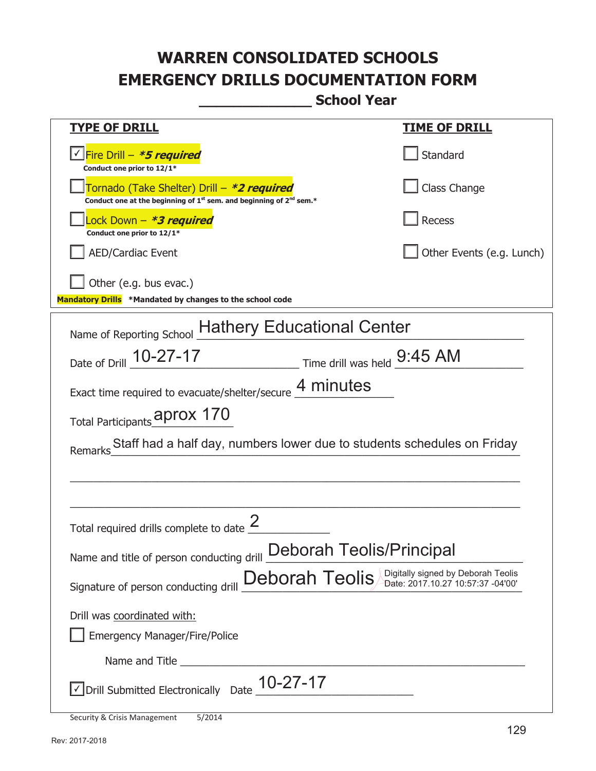# WARREN CONSOLIDATED SCHOOLS
# EMERGENCY DRILLS DOCUMENTATION FORM

______________ School Year

| **TYPE OF DRILL** | **TIME OF DRILL** |
|---|---|
| ☑ Fire Drill – ***5 required*** <br> **Conduct one prior to 12/1*** | ☐ Standard |
| ☐ Tornado (Take Shelter) Drill – ***2 required*** <br> **Conduct one at the beginning of 1st sem. and beginning of 2nd sem.*** | ☐ Class Change |
| ☐ Lock Down – ***3 required*** <br> **Conduct one prior to 12/1*** | ☐ Recess |
| ☐ AED/Cardiac Event | ☐ Other Events (e.g. Lunch) |
| ☐ Other (e.g. bus evac.) | |

**Mandatory Drills** ***Mandated by changes to the school code**

Name of Reporting School: Hathery Educational Center

Date of Drill: 10-27-17 Time drill was held: 9:45 AM

Exact time required to evacuate/shelter/secure: 4 minutes

Total Participants: aprox 170

Remarks: Staff had a half day, numbers lower due to students schedules on Friday

Total required drills complete to date: 2

Name and title of person conducting drill: Deborah Teolis/Principal

Signature of person conducting drill: Deborah Teolis (Digitally signed by Deborah Teolis Date: 2017.10.27 10:57:37 -04'00')

Drill was coordinated with:

☐ Emergency Manager/Fire/Police

Name and Title ______________________________

☑ Drill Submitted Electronically Date: 10-27-17

Security & Crisis Management 5/2014

Rev: 2017-2018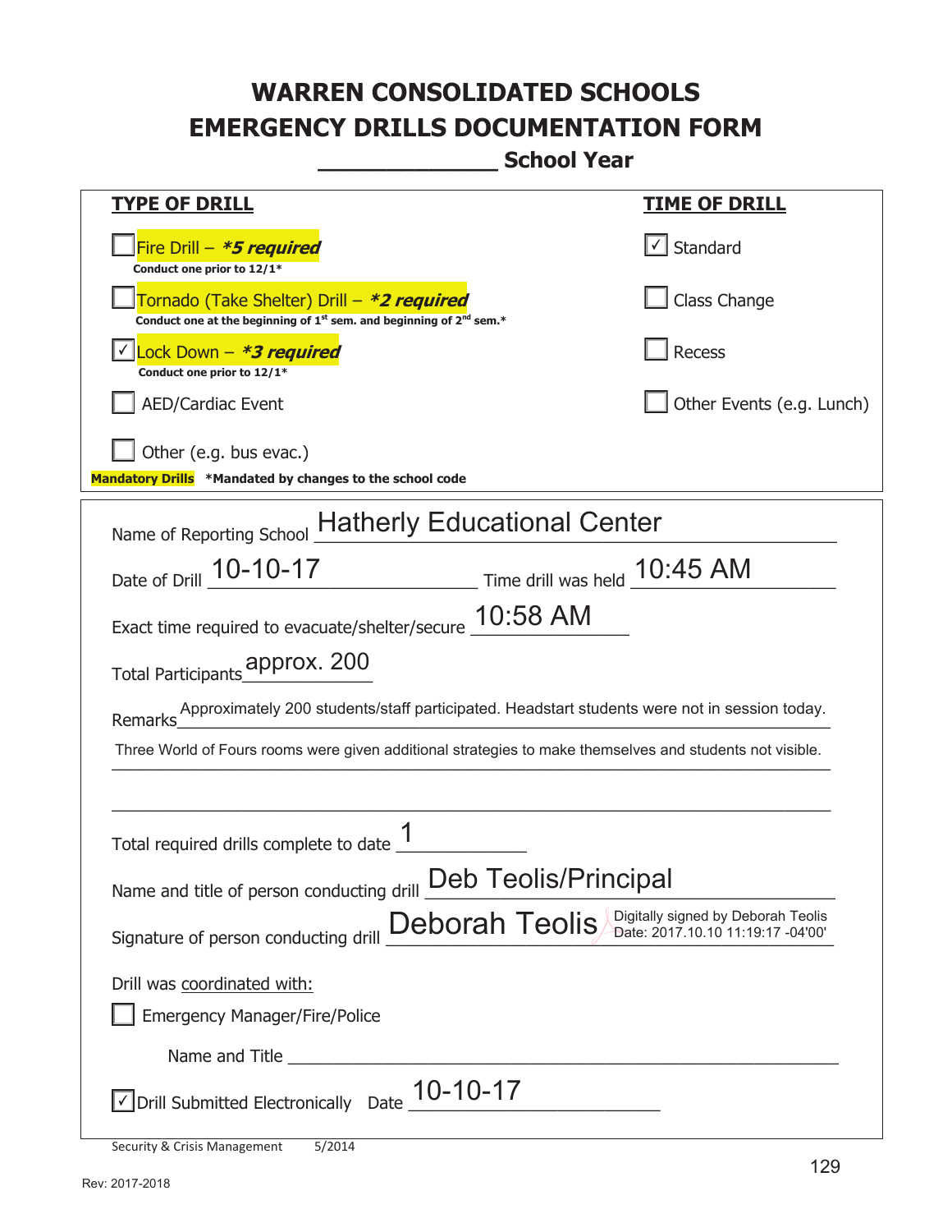# WARREN CONSOLIDATED SCHOOLS
# EMERGENCY DRILLS DOCUMENTATION FORM

**_______________ School Year**

| **TYPE OF DRILL** | **TIME OF DRILL** |
|---|---|
| ☐ Fire Drill – ***5 required** <br> **Conduct one prior to 12/1*** | ☑ Standard |
| ☐ Tornado (Take Shelter) Drill – ***2 required** <br> **Conduct one at the beginning of 1st sem. and beginning of 2nd sem.*** | ☐ Class Change |
| ☑ Lock Down – ***3 required** <br> **Conduct one prior to 12/1*** | ☐ Recess |
| ☐ AED/Cardiac Event | ☐ Other Events (e.g. Lunch) |
| ☐ Other (e.g. bus evac.) | |

**Mandatory Drills** **\*Mandated by changes to the school code**

Name of Reporting School: Hatherly Educational Center

Date of Drill: 10-10-17 Time drill was held: 10:45 AM

Exact time required to evacuate/shelter/secure: 10:58 AM

Total Participants: approx. 200

Remarks: Approximately 200 students/staff participated. Headstart students were not in session today. Three World of Fours rooms were given additional strategies to make themselves and students not visible.

Total required drills complete to date: 1

Name and title of person conducting drill: Deb Teolis/Principal

Signature of person conducting drill: Deborah Teolis (Digitally signed by Deborah Teolis Date: 2017.10.10 11:19:17 -04'00')

Drill was coordinated with:

☐ Emergency Manager/Fire/Police

Name and Title ______________________________

☑ Drill Submitted Electronically Date: 10-10-17

Security & Crisis Management 5/2014

Rev: 2017-2018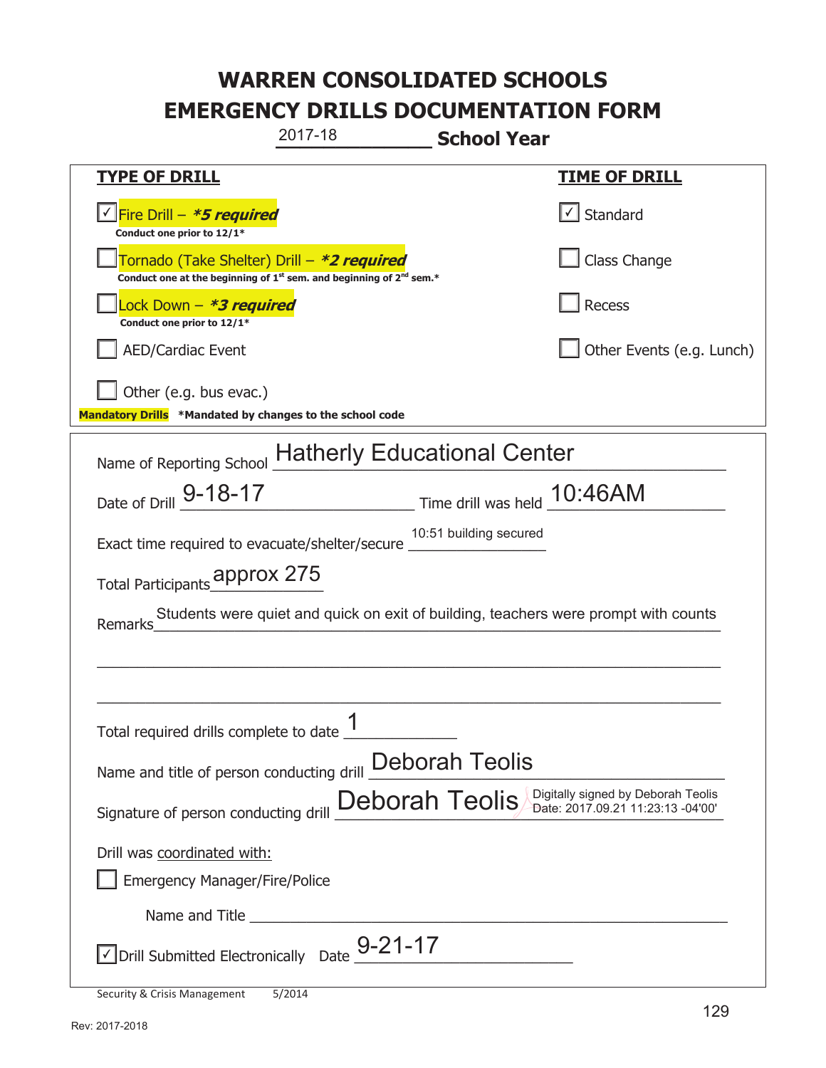# WARREN CONSOLIDATED SCHOOLS
# EMERGENCY DRILLS DOCUMENTATION FORM

2017-18 **School Year**

| **TYPE OF DRILL** | **TIME OF DRILL** |
| --- | --- |
| ☑ Fire Drill – ***5 required*** <br> **Conduct one prior to 12/1*** | ☑ Standard |
| ☐ Tornado (Take Shelter) Drill – ***2 required*** <br> **Conduct one at the beginning of 1st sem. and beginning of 2nd sem.*** | ☐ Class Change |
| ☐ Lock Down – ***3 required*** <br> **Conduct one prior to 12/1*** | ☐ Recess |
| ☐ AED/Cardiac Event | ☐ Other Events (e.g. Lunch) |
| ☐ Other (e.g. bus evac.) | |

**Mandatory Drills** ***Mandated by changes to the school code**

Name of Reporting School: Hatherly Educational Center

Date of Drill: 9-18-17 Time drill was held: 10:46AM

Exact time required to evacuate/shelter/secure: 10:51 building secured

Total Participants: approx 275

Remarks: Students were quiet and quick on exit of building, teachers were prompt with counts

Total required drills complete to date: 1

Name and title of person conducting drill: Deborah Teolis

Signature of person conducting drill: Deborah Teolis Digitally signed by Deborah Teolis Date: 2017.09.21 11:23:13 -04'00'

Drill was coordinated with:

☐ Emergency Manager/Fire/Police

Name and Title ______________________

☑ Drill Submitted Electronically Date: 9-21-17

Security & Crisis Management 5/2014

Rev: 2017-2018